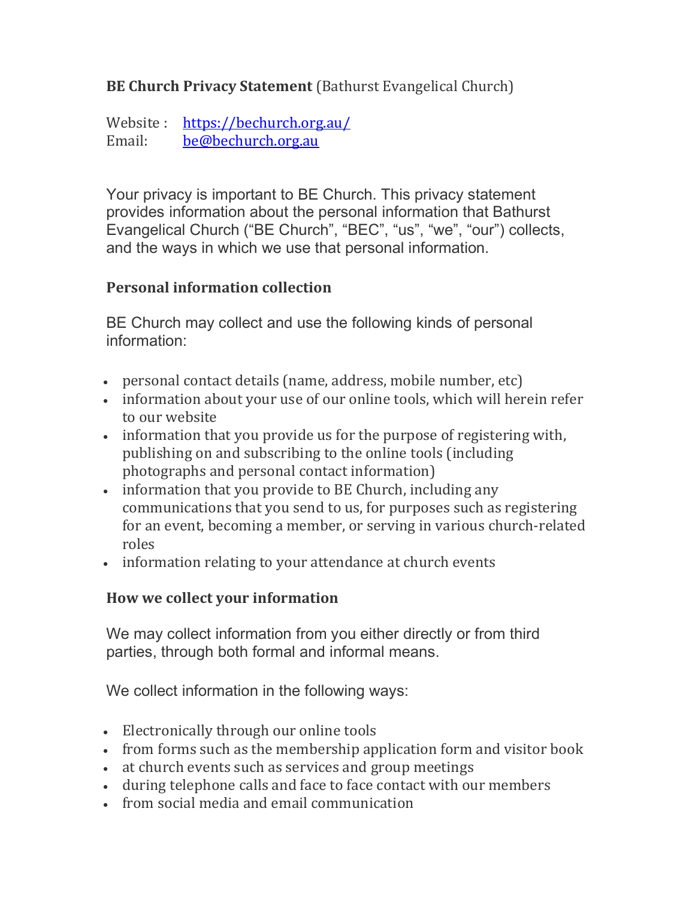**BE Church Privacy Statement** (Bathurst Evangelical Church)

Website : https://bechurch.org.au/
Email: be@bechurch.org.au

Your privacy is important to BE Church. This privacy statement provides information about the personal information that Bathurst Evangelical Church ("BE Church", "BEC", "us", "we", "our") collects, and the ways in which we use that personal information.

## Personal information collection

BE Church may collect and use the following kinds of personal information:

- personal contact details (name, address, mobile number, etc)
- information about your use of our online tools, which will herein refer to our website
- information that you provide us for the purpose of registering with, publishing on and subscribing to the online tools (including photographs and personal contact information)
- information that you provide to BE Church, including any communications that you send to us, for purposes such as registering for an event, becoming a member, or serving in various church-related roles
- information relating to your attendance at church events

## How we collect your information

We may collect information from you either directly or from third parties, through both formal and informal means.

We collect information in the following ways:

- Electronically through our online tools
- from forms such as the membership application form and visitor book
- at church events such as services and group meetings
- during telephone calls and face to face contact with our members
- from social media and email communication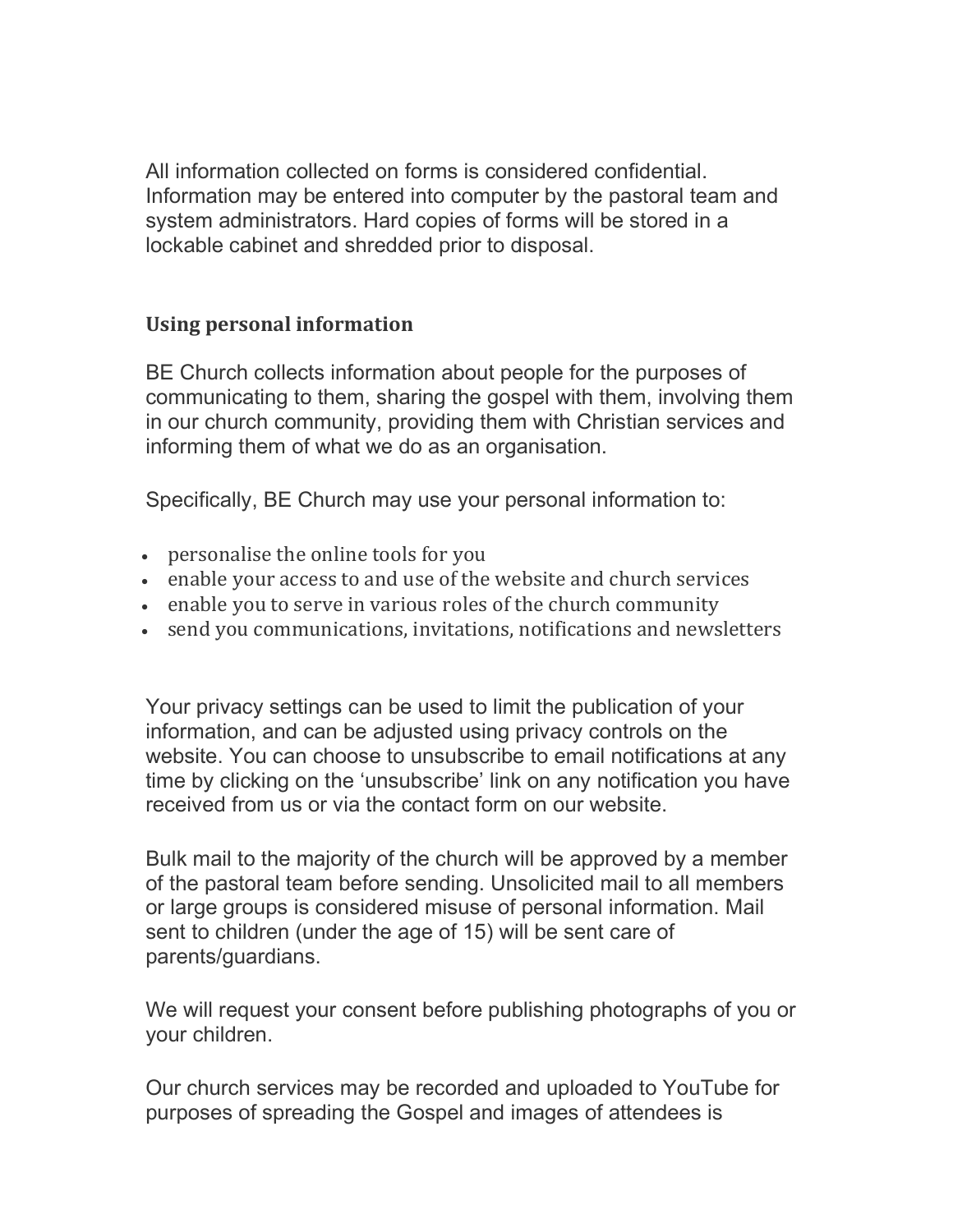All information collected on forms is considered confidential. Information may be entered into computer by the pastoral team and system administrators. Hard copies of forms will be stored in a lockable cabinet and shredded prior to disposal.

### Using personal information

BE Church collects information about people for the purposes of communicating to them, sharing the gospel with them, involving them in our church community, providing them with Christian services and informing them of what we do as an organisation.

Specifically, BE Church may use your personal information to:

- personalise the online tools for you
- enable your access to and use of the website and church services
- enable you to serve in various roles of the church community
- send you communications, invitations, notifications and newsletters

Your privacy settings can be used to limit the publication of your information, and can be adjusted using privacy controls on the website. You can choose to unsubscribe to email notifications at any time by clicking on the 'unsubscribe' link on any notification you have received from us or via the contact form on our website.

Bulk mail to the majority of the church will be approved by a member of the pastoral team before sending. Unsolicited mail to all members or large groups is considered misuse of personal information. Mail sent to children (under the age of 15) will be sent care of parents/guardians.

We will request your consent before publishing photographs of you or your children.

Our church services may be recorded and uploaded to YouTube for purposes of spreading the Gospel and images of attendees is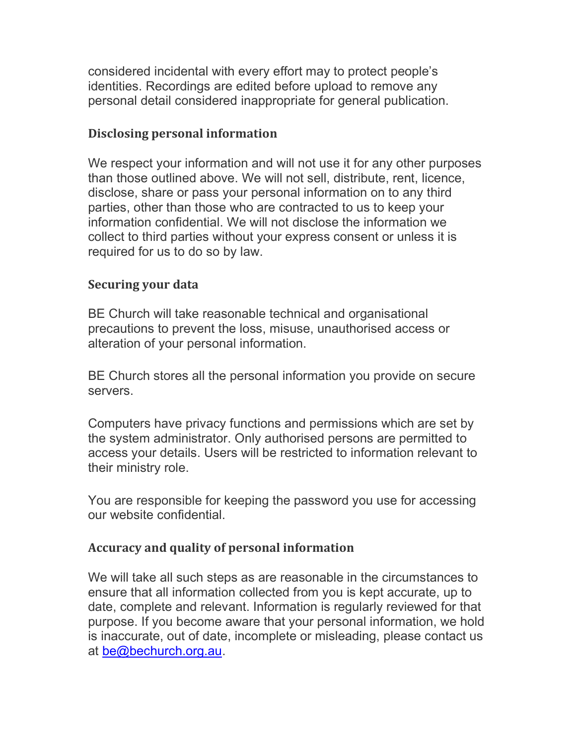considered incidental with every effort may to protect people's identities. Recordings are edited before upload to remove any personal detail considered inappropriate for general publication.

### Disclosing personal information

We respect your information and will not use it for any other purposes than those outlined above. We will not sell, distribute, rent, licence, disclose, share or pass your personal information on to any third parties, other than those who are contracted to us to keep your information confidential. We will not disclose the information we collect to third parties without your express consent or unless it is required for us to do so by law.

### Securing your data

BE Church will take reasonable technical and organisational precautions to prevent the loss, misuse, unauthorised access or alteration of your personal information.

BE Church stores all the personal information you provide on secure servers.

Computers have privacy functions and permissions which are set by the system administrator. Only authorised persons are permitted to access your details. Users will be restricted to information relevant to their ministry role.

You are responsible for keeping the password you use for accessing our website confidential.

### Accuracy and quality of personal information

We will take all such steps as are reasonable in the circumstances to ensure that all information collected from you is kept accurate, up to date, complete and relevant. Information is regularly reviewed for that purpose. If you become aware that your personal information, we hold is inaccurate, out of date, incomplete or misleading, please contact us at [be@bechurch.org.au](mailto:be@bechurch.org.au).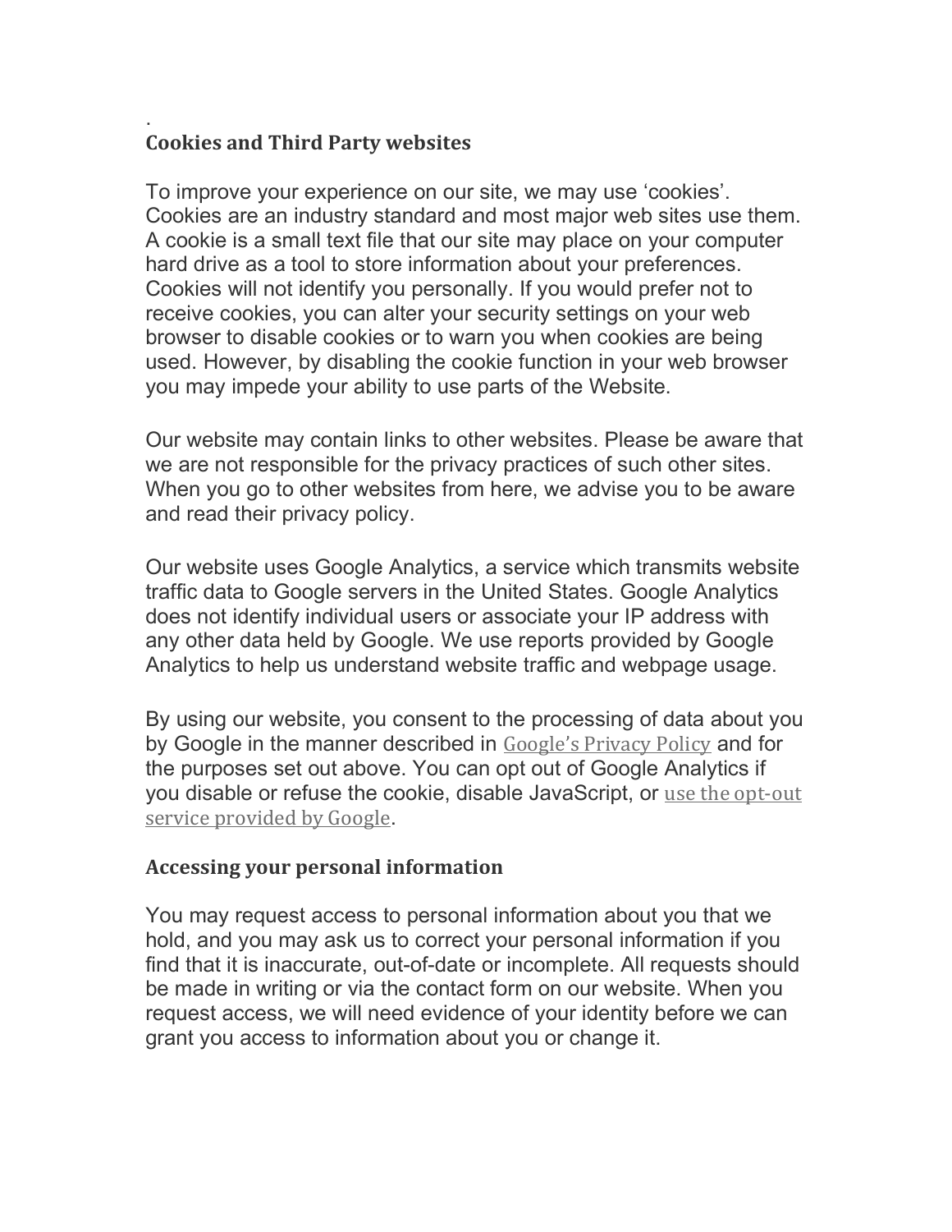.

## Cookies and Third Party websites

To improve your experience on our site, we may use 'cookies'. Cookies are an industry standard and most major web sites use them. A cookie is a small text file that our site may place on your computer hard drive as a tool to store information about your preferences. Cookies will not identify you personally. If you would prefer not to receive cookies, you can alter your security settings on your web browser to disable cookies or to warn you when cookies are being used. However, by disabling the cookie function in your web browser you may impede your ability to use parts of the Website.

Our website may contain links to other websites. Please be aware that we are not responsible for the privacy practices of such other sites. When you go to other websites from here, we advise you to be aware and read their privacy policy.

Our website uses Google Analytics, a service which transmits website traffic data to Google servers in the United States. Google Analytics does not identify individual users or associate your IP address with any other data held by Google. We use reports provided by Google Analytics to help us understand website traffic and webpage usage.

By using our website, you consent to the processing of data about you by Google in the manner described in Google's Privacy Policy and for the purposes set out above. You can opt out of Google Analytics if you disable or refuse the cookie, disable JavaScript, or use the opt-out service provided by Google.

## Accessing your personal information

You may request access to personal information about you that we hold, and you may ask us to correct your personal information if you find that it is inaccurate, out-of-date or incomplete. All requests should be made in writing or via the contact form on our website. When you request access, we will need evidence of your identity before we can grant you access to information about you or change it.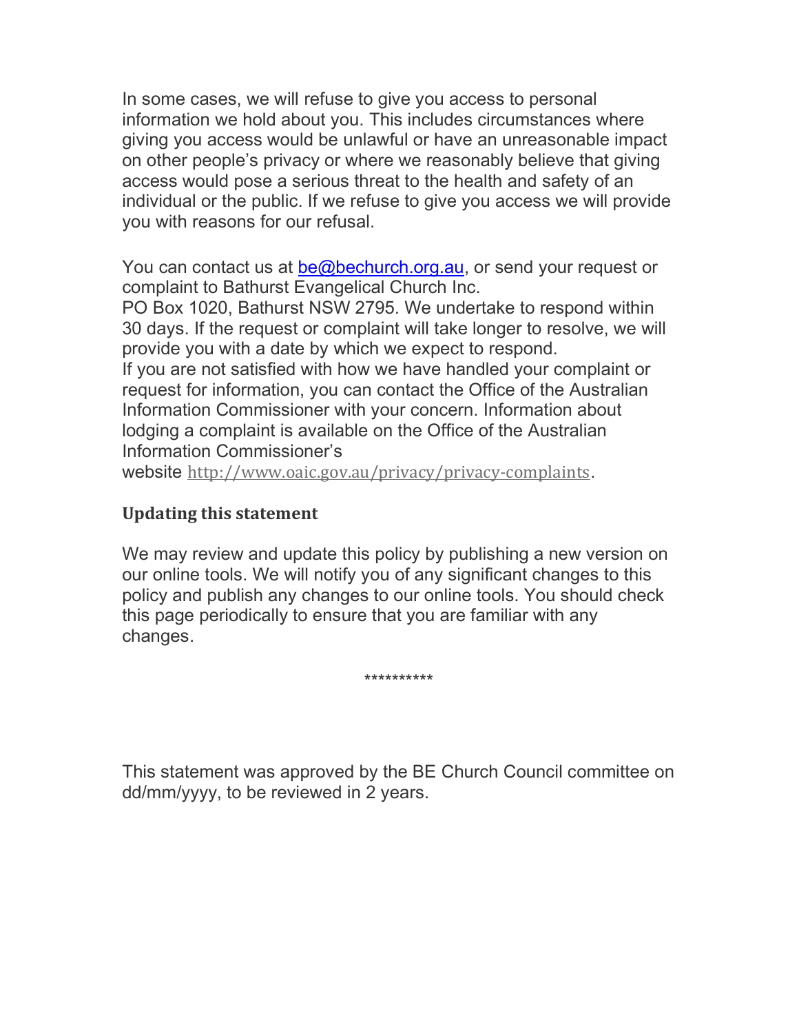In some cases, we will refuse to give you access to personal information we hold about you. This includes circumstances where giving you access would be unlawful or have an unreasonable impact on other people's privacy or where we reasonably believe that giving access would pose a serious threat to the health and safety of an individual or the public. If we refuse to give you access we will provide you with reasons for our refusal.

You can contact us at be@bechurch.org.au, or send your request or complaint to Bathurst Evangelical Church Inc.
PO Box 1020, Bathurst NSW 2795. We undertake to respond within 30 days. If the request or complaint will take longer to resolve, we will provide you with a date by which we expect to respond.
If you are not satisfied with how we have handled your complaint or request for information, you can contact the Office of the Australian Information Commissioner with your concern. Information about lodging a complaint is available on the Office of the Australian Information Commissioner's
website http://www.oaic.gov.au/privacy/privacy-complaints.

## Updating this statement

We may review and update this policy by publishing a new version on our online tools. We will notify you of any significant changes to this policy and publish any changes to our online tools. You should check this page periodically to ensure that you are familiar with any changes.

**********

This statement was approved by the BE Church Council committee on dd/mm/yyyy, to be reviewed in 2 years.